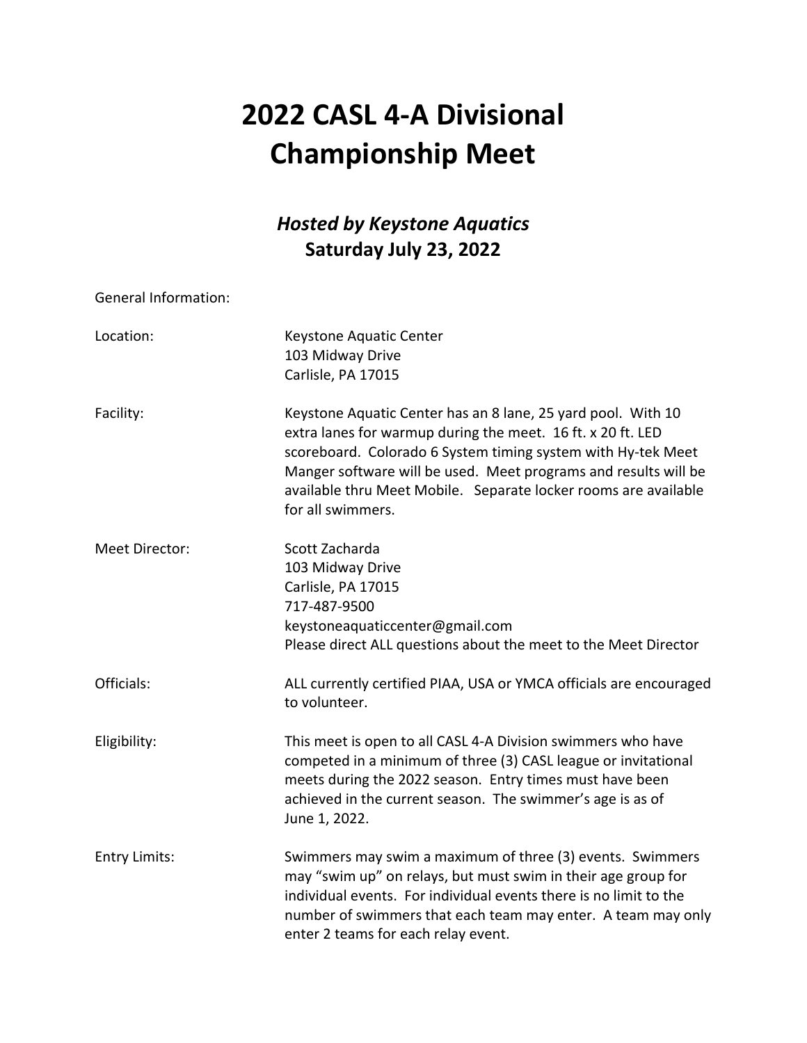# 2022 CASL 4-A Divisional Championship Meet

### *Hosted by Keystone Aquatics*
### Saturday July 23, 2022

General Information:

**Location:**
Keystone Aquatic Center
103 Midway Drive
Carlisle, PA 17015

**Facility:**
Keystone Aquatic Center has an 8 lane, 25 yard pool. With 10 extra lanes for warmup during the meet. 16 ft. x 20 ft. LED scoreboard. Colorado 6 System timing system with Hy-tek Meet Manger software will be used. Meet programs and results will be available thru Meet Mobile. Separate locker rooms are available for all swimmers.

**Meet Director:**
Scott Zacharda
103 Midway Drive
Carlisle, PA 17015
717-487-9500
keystoneaquaticcenter@gmail.com
Please direct ALL questions about the meet to the Meet Director

**Officials:**
ALL currently certified PIAA, USA or YMCA officials are encouraged to volunteer.

**Eligibility:**
This meet is open to all CASL 4-A Division swimmers who have competed in a minimum of three (3) CASL league or invitational meets during the 2022 season. Entry times must have been achieved in the current season. The swimmer's age is as of June 1, 2022.

**Entry Limits:**
Swimmers may swim a maximum of three (3) events. Swimmers may "swim up" on relays, but must swim in their age group for individual events. For individual events there is no limit to the number of swimmers that each team may enter. A team may only enter 2 teams for each relay event.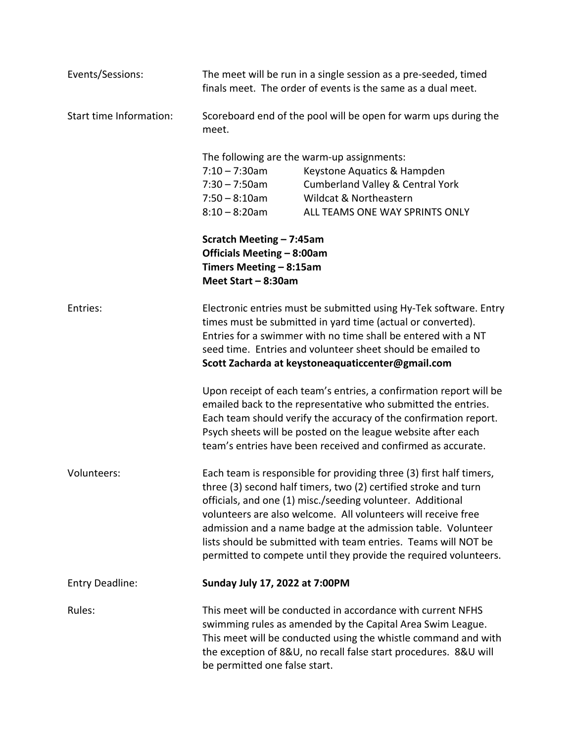**Events/Sessions:** The meet will be run in a single session as a pre-seeded, timed finals meet. The order of events is the same as a dual meet.

**Start time Information:** Scoreboard end of the pool will be open for warm ups during the meet.

The following are the warm-up assignments:

| Time | Teams |
| --- | --- |
| 7:10 – 7:30am | Keystone Aquatics & Hampden |
| 7:30 – 7:50am | Cumberland Valley & Central York |
| 7:50 – 8:10am | Wildcat & Northeastern |
| 8:10 – 8:20am | ALL TEAMS ONE WAY SPRINTS ONLY |

**Scratch Meeting – 7:45am**
**Officials Meeting – 8:00am**
**Timers Meeting – 8:15am**
**Meet Start – 8:30am**

**Entries:** Electronic entries must be submitted using Hy-Tek software. Entry times must be submitted in yard time (actual or converted). Entries for a swimmer with no time shall be entered with a NT seed time. Entries and volunteer sheet should be emailed to **Scott Zacharda at keystoneaquaticcenter@gmail.com**

Upon receipt of each team's entries, a confirmation report will be emailed back to the representative who submitted the entries. Each team should verify the accuracy of the confirmation report. Psych sheets will be posted on the league website after each team's entries have been received and confirmed as accurate.

**Volunteers:** Each team is responsible for providing three (3) first half timers, three (3) second half timers, two (2) certified stroke and turn officials, and one (1) misc./seeding volunteer. Additional volunteers are also welcome. All volunteers will receive free admission and a name badge at the admission table. Volunteer lists should be submitted with team entries. Teams will NOT be permitted to compete until they provide the required volunteers.

**Entry Deadline:** **Sunday July 17, 2022 at 7:00PM**

**Rules:** This meet will be conducted in accordance with current NFHS swimming rules as amended by the Capital Area Swim League. This meet will be conducted using the whistle command and with the exception of 8&U, no recall false start procedures. 8&U will be permitted one false start.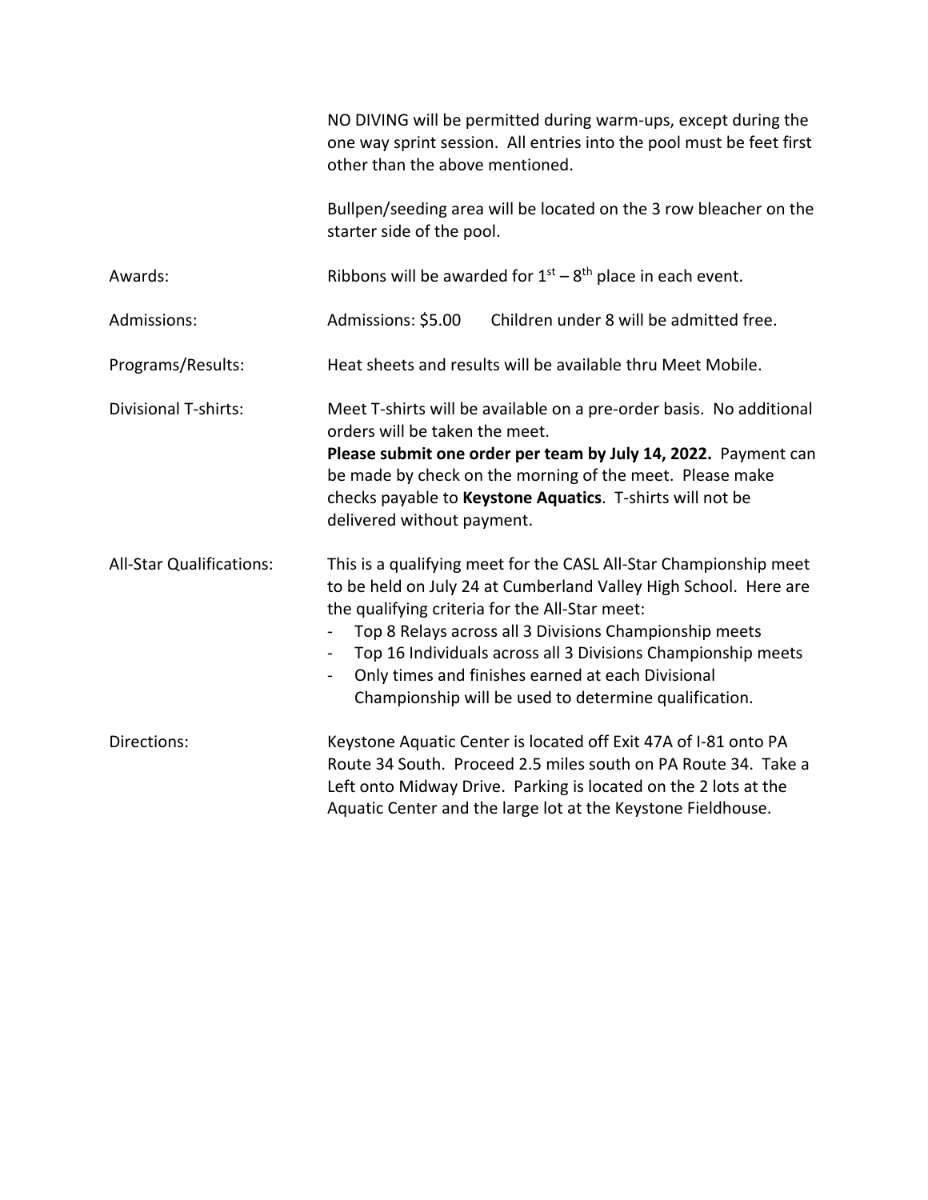NO DIVING will be permitted during warm-ups, except during the one way sprint session. All entries into the pool must be feet first other than the above mentioned.

Bullpen/seeding area will be located on the 3 row bleacher on the starter side of the pool.

Awards: Ribbons will be awarded for 1st – 8th place in each event.

Admissions: Admissions: $5.00 Children under 8 will be admitted free.

Programs/Results: Heat sheets and results will be available thru Meet Mobile.

Divisional T-shirts: Meet T-shirts will be available on a pre-order basis. No additional orders will be taken the meet.
**Please submit one order per team by July 14, 2022.** Payment can be made by check on the morning of the meet. Please make checks payable to **Keystone Aquatics**. T-shirts will not be delivered without payment.

All-Star Qualifications: This is a qualifying meet for the CASL All-Star Championship meet to be held on July 24 at Cumberland Valley High School. Here are the qualifying criteria for the All-Star meet:

- Top 8 Relays across all 3 Divisions Championship meets
- Top 16 Individuals across all 3 Divisions Championship meets
- Only times and finishes earned at each Divisional Championship will be used to determine qualification.

Directions: Keystone Aquatic Center is located off Exit 47A of I-81 onto PA Route 34 South. Proceed 2.5 miles south on PA Route 34. Take a Left onto Midway Drive. Parking is located on the 2 lots at the Aquatic Center and the large lot at the Keystone Fieldhouse.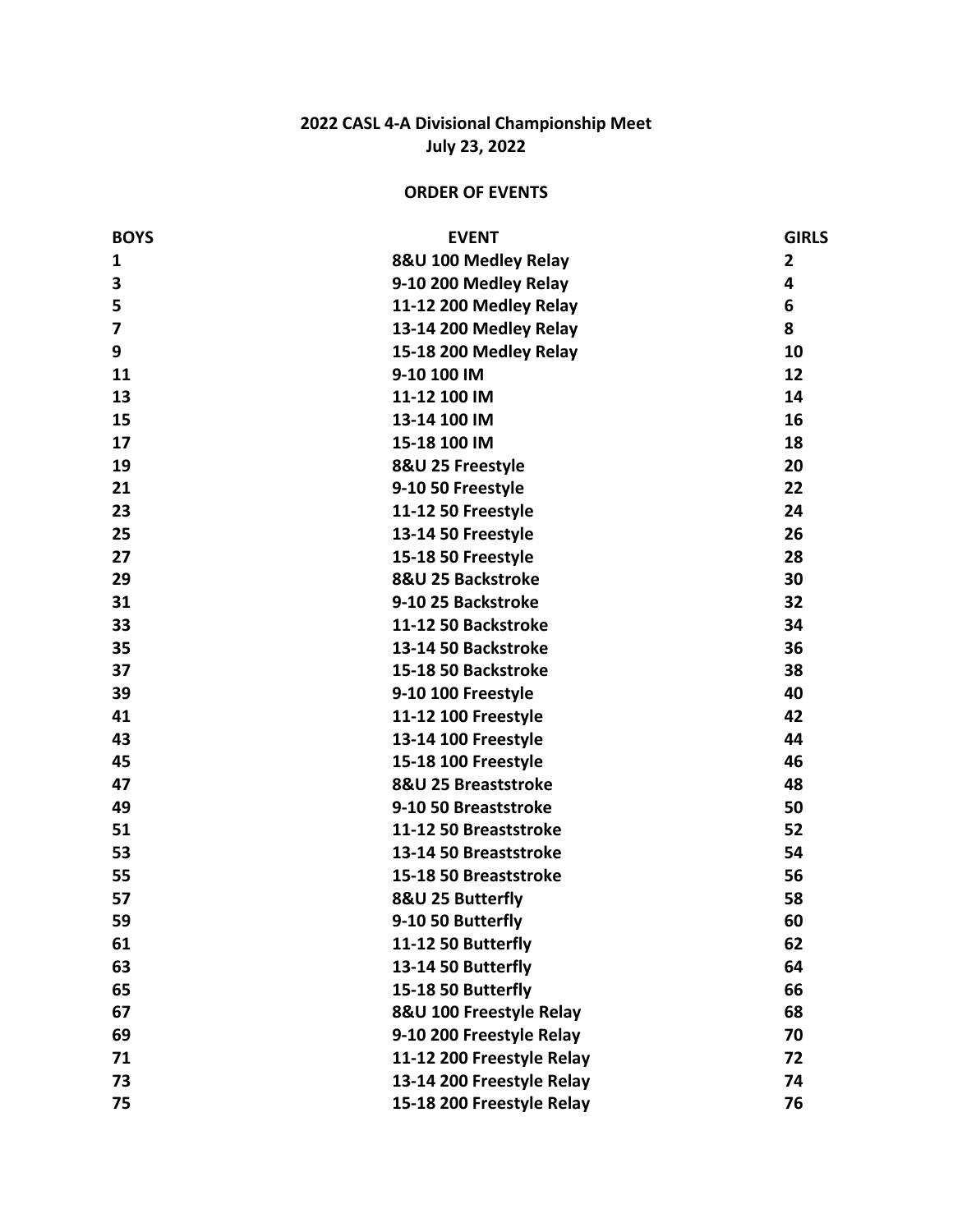**2022 CASL 4-A Divisional Championship Meet**
**July 23, 2022**

**ORDER OF EVENTS**

| BOYS | EVENT | GIRLS |
|---|---|---|
| 1 | 8&U 100 Medley Relay | 2 |
| 3 | 9-10 200 Medley Relay | 4 |
| 5 | 11-12 200 Medley Relay | 6 |
| 7 | 13-14 200 Medley Relay | 8 |
| 9 | 15-18 200 Medley Relay | 10 |
| 11 | 9-10 100 IM | 12 |
| 13 | 11-12 100 IM | 14 |
| 15 | 13-14 100 IM | 16 |
| 17 | 15-18 100 IM | 18 |
| 19 | 8&U 25 Freestyle | 20 |
| 21 | 9-10 50 Freestyle | 22 |
| 23 | 11-12 50 Freestyle | 24 |
| 25 | 13-14 50 Freestyle | 26 |
| 27 | 15-18 50 Freestyle | 28 |
| 29 | 8&U 25 Backstroke | 30 |
| 31 | 9-10 25 Backstroke | 32 |
| 33 | 11-12 50 Backstroke | 34 |
| 35 | 13-14 50 Backstroke | 36 |
| 37 | 15-18 50 Backstroke | 38 |
| 39 | 9-10 100 Freestyle | 40 |
| 41 | 11-12 100 Freestyle | 42 |
| 43 | 13-14 100 Freestyle | 44 |
| 45 | 15-18 100 Freestyle | 46 |
| 47 | 8&U 25 Breaststroke | 48 |
| 49 | 9-10 50 Breaststroke | 50 |
| 51 | 11-12 50 Breaststroke | 52 |
| 53 | 13-14 50 Breaststroke | 54 |
| 55 | 15-18 50 Breaststroke | 56 |
| 57 | 8&U 25 Butterfly | 58 |
| 59 | 9-10 50 Butterfly | 60 |
| 61 | 11-12 50 Butterfly | 62 |
| 63 | 13-14 50 Butterfly | 64 |
| 65 | 15-18 50 Butterfly | 66 |
| 67 | 8&U 100 Freestyle Relay | 68 |
| 69 | 9-10 200 Freestyle Relay | 70 |
| 71 | 11-12 200 Freestyle Relay | 72 |
| 73 | 13-14 200 Freestyle Relay | 74 |
| 75 | 15-18 200 Freestyle Relay | 76 |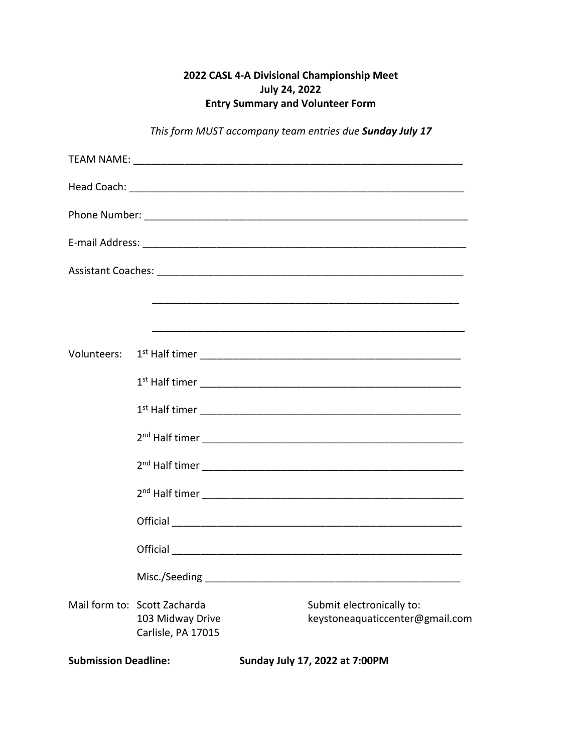**2022 CASL 4-A Divisional Championship Meet**
**July 24, 2022**
**Entry Summary and Volunteer Form**

*This form MUST accompany team entries due **Sunday July 17***

TEAM NAME: ____________________________________________________________

Head Coach: ____________________________________________________________

Phone Number: __________________________________________________________

E-mail Address: _________________________________________________________

Assistant Coaches: _______________________________________________________

_______________________________________________________

_______________________________________________________

Volunteers:

1st Half timer ______________________________________________

1st Half timer ______________________________________________

1st Half timer ______________________________________________

2nd Half timer ______________________________________________

2nd Half timer ______________________________________________

2nd Half timer ______________________________________________

Official ___________________________________________________

Official ___________________________________________________

Misc./Seeding ______________________________________________

Mail form to: Scott Zacharda
103 Midway Drive
Carlisle, PA 17015

Submit electronically to:
keystoneaquaticcenter@gmail.com

**Submission Deadline:** **Sunday July 17, 2022 at 7:00PM**